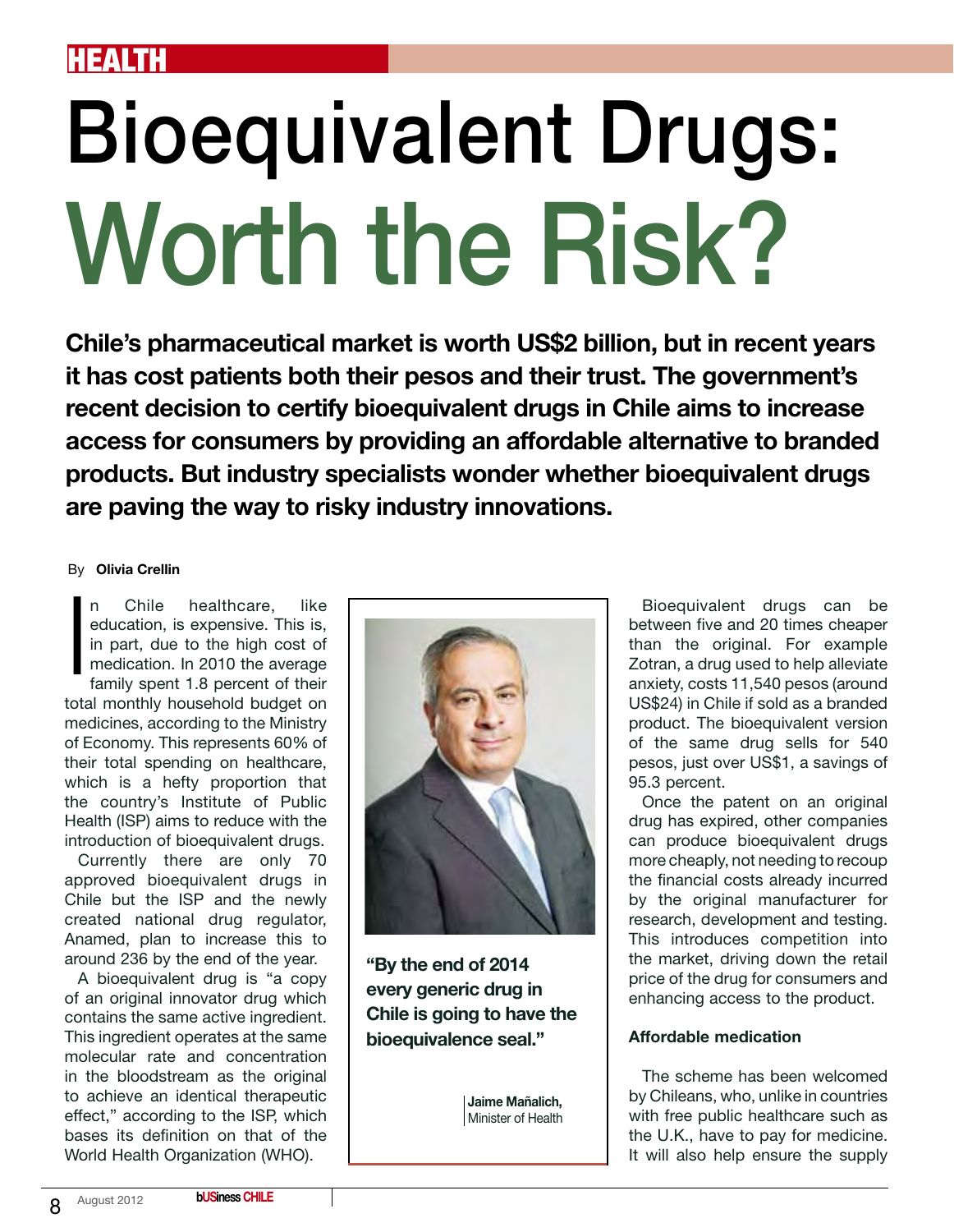HEALTH

# Bioequivalent Drugs: Worth the Risk?

**Chile's pharmaceutical market is worth US$2 billion, but in recent years it has cost patients both their pesos and their trust. The government's recent decision to certify bioequivalent drugs in Chile aims to increase access for consumers by providing an affordable alternative to branded products. But industry specialists wonder whether bioequivalent drugs are paving the way to risky industry innovations.**

By **Olivia Crellin**

In Chile healthcare, like education, is expensive. This is, in part, due to the high cost of medication. In 2010 the average family spent 1.8 percent of their total monthly household budget on medicines, according to the Ministry of Economy. This represents 60% of their total spending on healthcare, which is a hefty proportion that the country's Institute of Public Health (ISP) aims to reduce with the introduction of bioequivalent drugs.

Currently there are only 70 approved bioequivalent drugs in Chile but the ISP and the newly created national drug regulator, Anamed, plan to increase this to around 236 by the end of the year.

A bioequivalent drug is "a copy of an original innovator drug which contains the same active ingredient. This ingredient operates at the same molecular rate and concentration in the bloodstream as the original to achieve an identical therapeutic effect," according to the ISP, which bases its definition on that of the World Health Organization (WHO).

> **"By the end of 2014 every generic drug in Chile is going to have the bioequivalence seal."**
>
> **Jaime Mañalich,** Minister of Health

Bioequivalent drugs can be between five and 20 times cheaper than the original. For example Zotran, a drug used to help alleviate anxiety, costs 11,540 pesos (around US$24) in Chile if sold as a branded product. The bioequivalent version of the same drug sells for 540 pesos, just over US$1, a savings of 95.3 percent.

Once the patent on an original drug has expired, other companies can produce bioequivalent drugs more cheaply, not needing to recoup the financial costs already incurred by the original manufacturer for research, development and testing. This introduces competition into the market, driving down the retail price of the drug for consumers and enhancing access to the product.

### Affordable medication

The scheme has been welcomed by Chileans, who, unlike in countries with free public healthcare such as the U.K., have to pay for medicine. It will also help ensure the supply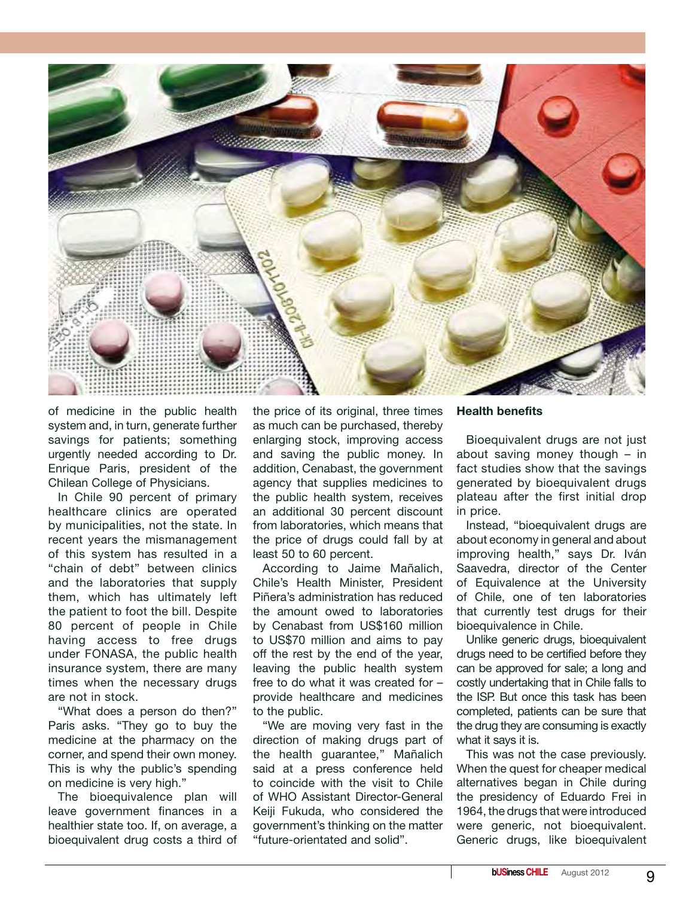of medicine in the public health system and, in turn, generate further savings for patients; something urgently needed according to Dr. Enrique Paris, president of the Chilean College of Physicians.

In Chile 90 percent of primary healthcare clinics are operated by municipalities, not the state. In recent years the mismanagement of this system has resulted in a "chain of debt" between clinics and the laboratories that supply them, which has ultimately left the patient to foot the bill. Despite 80 percent of people in Chile having access to free drugs under FONASA, the public health insurance system, there are many times when the necessary drugs are not in stock.

"What does a person do then?" Paris asks. "They go to buy the medicine at the pharmacy on the corner, and spend their own money. This is why the public's spending on medicine is very high."

The bioequivalence plan will leave government finances in a healthier state too. If, on average, a bioequivalent drug costs a third of the price of its original, three times as much can be purchased, thereby enlarging stock, improving access and saving the public money. In addition, Cenabast, the government agency that supplies medicines to the public health system, receives an additional 30 percent discount from laboratories, which means that the price of drugs could fall by at least 50 to 60 percent.

According to Jaime Mañalich, Chile's Health Minister, President Piñera's administration has reduced the amount owed to laboratories by Cenabast from US$160 million to US$70 million and aims to pay off the rest by the end of the year, leaving the public health system free to do what it was created for – provide healthcare and medicines to the public.

"We are moving very fast in the direction of making drugs part of the health guarantee," Mañalich said at a press conference held to coincide with the visit to Chile of WHO Assistant Director-General Keiji Fukuda, who considered the government's thinking on the matter "future-orientated and solid".

**Health benefits**

Bioequivalent drugs are not just about saving money though – in fact studies show that the savings generated by bioequivalent drugs plateau after the first initial drop in price.

Instead, "bioequivalent drugs are about economy in general and about improving health," says Dr. Iván Saavedra, director of the Center of Equivalence at the University of Chile, one of ten laboratories that currently test drugs for their bioequivalence in Chile.

Unlike generic drugs, bioequivalent drugs need to be certified before they can be approved for sale; a long and costly undertaking that in Chile falls to the ISP. But once this task has been completed, patients can be sure that the drug they are consuming is exactly what it says it is.

This was not the case previously. When the quest for cheaper medical alternatives began in Chile during the presidency of Eduardo Frei in 1964, the drugs that were introduced were generic, not bioequivalent. Generic drugs, like bioequivalent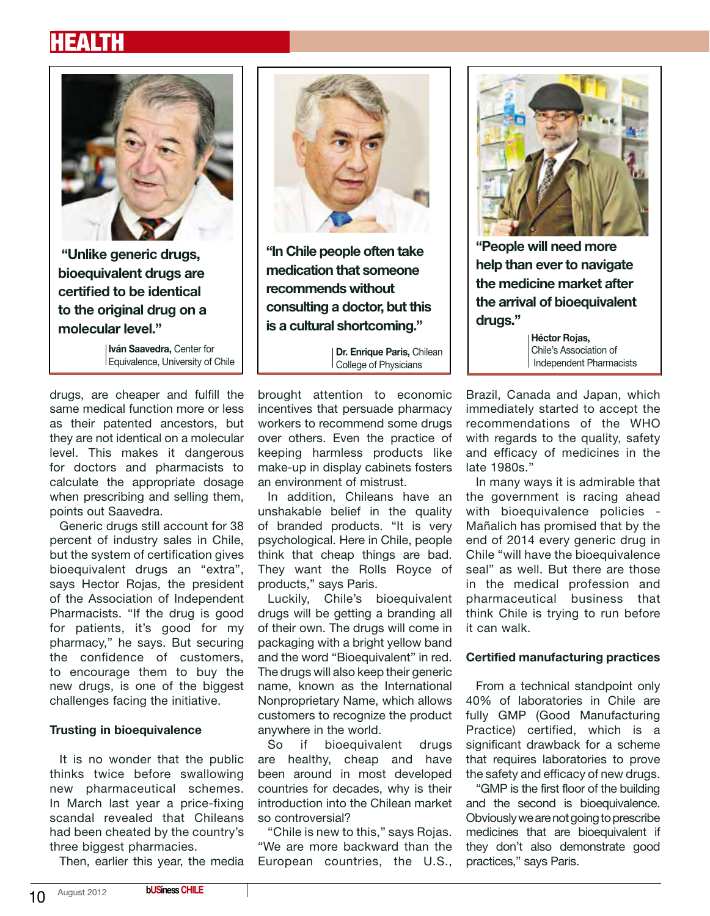# HEALTH

"Unlike generic drugs, bioequivalent drugs are certified to be identical to the original drug on a molecular level."

**Iván Saavedra,** Center for Equivalence, University of Chile

"In Chile people often take medication that someone recommends without consulting a doctor, but this is a cultural shortcoming."

**Dr. Enrique Paris,** Chilean College of Physicians

"People will need more help than ever to navigate the medicine market after the arrival of bioequivalent drugs."

**Héctor Rojas,** Chile's Association of Independent Pharmacists

drugs, are cheaper and fulfill the same medical function more or less as their patented ancestors, but they are not identical on a molecular level. This makes it dangerous for doctors and pharmacists to calculate the appropriate dosage when prescribing and selling them, points out Saavedra.

Generic drugs still account for 38 percent of industry sales in Chile, but the system of certification gives bioequivalent drugs an "extra", says Hector Rojas, the president of the Association of Independent Pharmacists. "If the drug is good for patients, it's good for my pharmacy," he says. But securing the confidence of customers, to encourage them to buy the new drugs, is one of the biggest challenges facing the initiative.

### Trusting in bioequivalence

It is no wonder that the public thinks twice before swallowing new pharmaceutical schemes. In March last year a price-fixing scandal revealed that Chileans had been cheated by the country's three biggest pharmacies.

Then, earlier this year, the media brought attention to economic incentives that persuade pharmacy workers to recommend some drugs over others. Even the practice of keeping harmless products like make-up in display cabinets fosters an environment of mistrust.

In addition, Chileans have an unshakable belief in the quality of branded products. "It is very psychological. Here in Chile, people think that cheap things are bad. They want the Rolls Royce of products," says Paris.

Luckily, Chile's bioequivalent drugs will be getting a branding all of their own. The drugs will come in packaging with a bright yellow band and the word "Bioequivalent" in red. The drugs will also keep their generic name, known as the International Nonproprietary Name, which allows customers to recognize the product anywhere in the world.

So if bioequivalent drugs are healthy, cheap and have been around in most developed countries for decades, why is their introduction into the Chilean market so controversial?

"Chile is new to this," says Rojas. "We are more backward than the European countries, the U.S., Brazil, Canada and Japan, which immediately started to accept the recommendations of the WHO with regards to the quality, safety and efficacy of medicines in the late 1980s."

In many ways it is admirable that the government is racing ahead with bioequivalence policies - Mañalich has promised that by the end of 2014 every generic drug in Chile "will have the bioequivalence seal" as well. But there are those in the medical profession and pharmaceutical business that think Chile is trying to run before it can walk.

### Certified manufacturing practices

From a technical standpoint only 40% of laboratories in Chile are fully GMP (Good Manufacturing Practice) certified, which is a significant drawback for a scheme that requires laboratories to prove the safety and efficacy of new drugs.

"GMP is the first floor of the building and the second is bioequivalence. Obviously we are not going to prescribe medicines that are bioequivalent if they don't also demonstrate good practices," says Paris.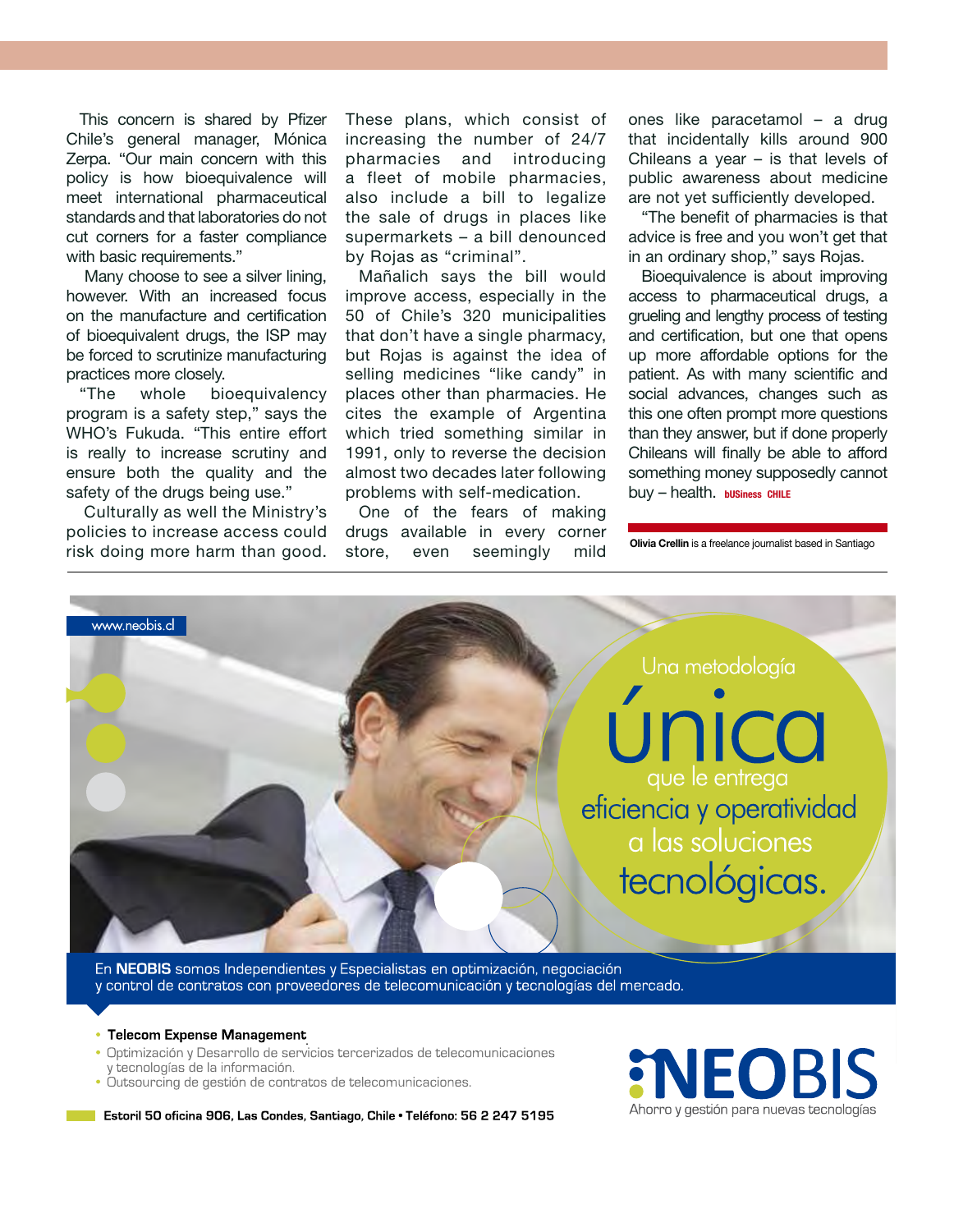This concern is shared by Pfizer Chile's general manager, Mónica Zerpa. "Our main concern with this policy is how bioequivalence will meet international pharmaceutical standards and that laboratories do not cut corners for a faster compliance with basic requirements."

Many choose to see a silver lining, however. With an increased focus on the manufacture and certification of bioequivalent drugs, the ISP may be forced to scrutinize manufacturing practices more closely.

"The whole bioequivalency program is a safety step," says the WHO's Fukuda. "This entire effort is really to increase scrutiny and ensure both the quality and the safety of the drugs being use."

Culturally as well the Ministry's policies to increase access could risk doing more harm than good. These plans, which consist of increasing the number of 24/7 pharmacies and introducing a fleet of mobile pharmacies, also include a bill to legalize the sale of drugs in places like supermarkets – a bill denounced by Rojas as "criminal".

Mañalich says the bill would improve access, especially in the 50 of Chile's 320 municipalities that don't have a single pharmacy, but Rojas is against the idea of selling medicines "like candy" in places other than pharmacies. He cites the example of Argentina which tried something similar in 1991, only to reverse the decision almost two decades later following problems with self-medication.

One of the fears of making drugs available in every corner store, even seemingly mild ones like paracetamol – a drug that incidentally kills around 900 Chileans a year – is that levels of public awareness about medicine are not yet sufficiently developed.

"The benefit of pharmacies is that advice is free and you won't get that in an ordinary shop," says Rojas.

Bioequivalence is about improving access to pharmaceutical drugs, a grueling and lengthy process of testing and certification, but one that opens up more affordable options for the patient. As with many scientific and social advances, changes such as this one often prompt more questions than they answer, but if done properly Chileans will finally be able to afford something money supposedly cannot buy – health. bUSiness CHILE

**Olivia Crellin** is a freelance journalist based in Santiago

www.neobis.cl

Una metodología **única** que le entrega eficiencia y operatividad a las soluciones tecnológicas.

En **NEOBIS** somos Independientes y Especialistas en optimización, negociación y control de contratos con proveedores de telecomunicación y tecnologías del mercado.

- **Telecom Expense Management**
- Optimización y Desarrollo de servicios tercerizados de telecomunicaciones y tecnologías de la información.
- Outsourcing de gestión de contratos de telecomunicaciones.

**Estoril 50 oficina 906, Las Condes, Santiago, Chile • Teléfono: 56 2 247 5195**

**NEOBIS**
Ahorro y gestión para nuevas tecnologías